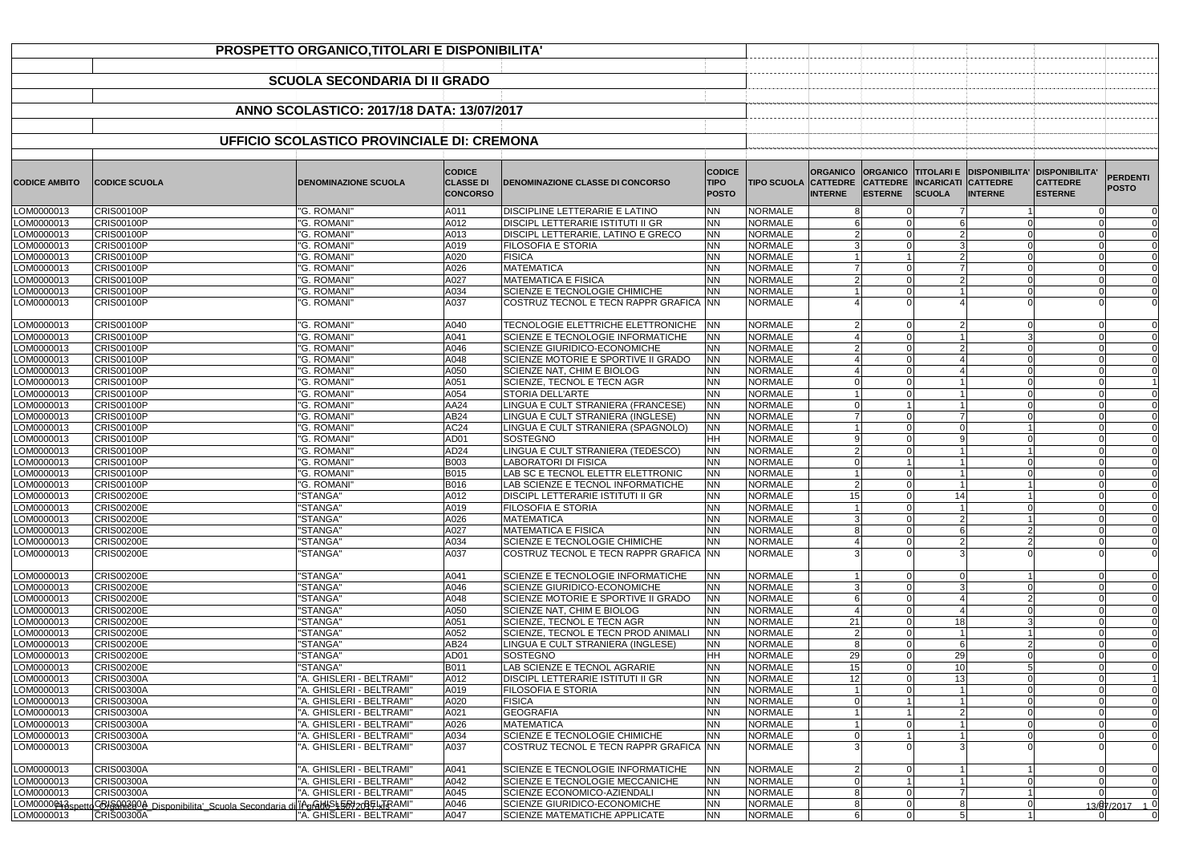# PROSPETTO ORGANICO,TITOLARI E DISPONIBILITA'

## SCUOLA SECONDARIA DI II GRADO

## ANNO SCOLASTICO: 2017/18 DATA: 13/07/2017

## UFFICIO SCOLASTICO PROVINCIALE DI: CREMONA

| CODICE AMBITO | CODICE SCUOLA | DENOMINAZIONE SCUOLA | CODICE CLASSE DI CONCORSO | DENOMINAZIONE CLASSE DI CONCORSO | CODICE TIPO POSTO | TIPO SCUOLA | ORGANICO CATTEDRE INTERNE | ORGANICO CATTEDRE ESTERNE | TITOLARI E INCARICATI SCUOLA | DISPONIBILITA' CATTEDRE INTERNE | DISPONIBILITA' CATTEDRE ESTERNE | PERDENTI POSTO |
|---|---|---|---|---|---|---|---|---|---|---|---|---|
| LOM0000013 | CRIS00100P | "G. ROMANI" | A011 | DISCIPLINE LETTERARIE E LATINO | NN | NORMALE | 8 | 0 | 7 | 1 | 0 | 0 |
| LOM0000013 | CRIS00100P | "G. ROMANI" | A012 | DISCIPL LETTERARIE ISTITUTI II GR | NN | NORMALE | 6 | 0 | 6 | 0 | 0 | 0 |
| LOM0000013 | CRIS00100P | "G. ROMANI" | A013 | DISCIPL LETTERARIE, LATINO E GRECO | NN | NORMALE | 2 | 0 | 2 | 0 | 0 | 0 |
| LOM0000013 | CRIS00100P | "G. ROMANI" | A019 | FILOSOFIA E STORIA | NN | NORMALE | 3 | 0 | 3 | 0 | 0 | 0 |
| LOM0000013 | CRIS00100P | "G. ROMANI" | A020 | FISICA | NN | NORMALE | 1 | 1 | 2 | 0 | 0 | 0 |
| LOM0000013 | CRIS00100P | "G. ROMANI" | A026 | MATEMATICA | NN | NORMALE | 7 | 0 | 7 | 0 | 0 | 0 |
| LOM0000013 | CRIS00100P | "G. ROMANI" | A027 | MATEMATICA E FISICA | NN | NORMALE | 2 | 0 | 2 | 0 | 0 | 0 |
| LOM0000013 | CRIS00100P | "G. ROMANI" | A034 | SCIENZE E TECNOLOGIE CHIMICHE | NN | NORMALE | 1 | 0 | 1 | 0 | 0 | 0 |
| LOM0000013 | CRIS00100P | "G. ROMANI" | A037 | COSTRUZ TECNOL E TECN RAPPR GRAFICA | NN | NORMALE | 4 | 0 | 4 | 0 | 0 | 0 |
| LOM0000013 | CRIS00100P | "G. ROMANI" | A040 | TECNOLOGIE ELETTRICHE ELETTRONICHE | NN | NORMALE | 2 | 0 | 2 | 0 | 0 | 0 |
| LOM0000013 | CRIS00100P | "G. ROMANI" | A041 | SCIENZE E TECNOLOGIE INFORMATICHE | NN | NORMALE | 4 | 0 | 1 | 3 | 0 | 0 |
| LOM0000013 | CRIS00100P | "G. ROMANI" | A046 | SCIENZE GIURIDICO-ECONOMICHE | NN | NORMALE | 2 | 0 | 2 | 0 | 0 | 0 |
| LOM0000013 | CRIS00100P | "G. ROMANI" | A048 | SCIENZE MOTORIE E SPORTIVE II GRADO | NN | NORMALE | 4 | 0 | 4 | 0 | 0 | 0 |
| LOM0000013 | CRIS00100P | "G. ROMANI" | A050 | SCIENZE NAT, CHIM E BIOLOG | NN | NORMALE | 4 | 0 | 4 | 0 | 0 | 0 |
| LOM0000013 | CRIS00100P | "G. ROMANI" | A051 | SCIENZE, TECNOL E TECN AGR | NN | NORMALE | 0 | 0 | 1 | 0 | 0 | 1 |
| LOM0000013 | CRIS00100P | "G. ROMANI" | A054 | STORIA DELL'ARTE | NN | NORMALE | 1 | 0 | 1 | 0 | 0 | 0 |
| LOM0000013 | CRIS00100P | "G. ROMANI" | AA24 | LINGUA E CULT STRANIERA (FRANCESE) | NN | NORMALE | 0 | 1 | 1 | 0 | 0 | 0 |
| LOM0000013 | CRIS00100P | "G. ROMANI" | AB24 | LINGUA E CULT STRANIERA (INGLESE) | NN | NORMALE | 7 | 0 | 7 | 0 | 0 | 0 |
| LOM0000013 | CRIS00100P | "G. ROMANI" | AC24 | LINGUA E CULT STRANIERA (SPAGNOLO) | NN | NORMALE | 1 | 0 | 0 | 1 | 0 | 0 |
| LOM0000013 | CRIS00100P | "G. ROMANI" | AD01 | SOSTEGNO | HH | NORMALE | 9 | 0 | 9 | 0 | 0 | 0 |
| LOM0000013 | CRIS00100P | "G. ROMANI" | AD24 | LINGUA E CULT STRANIERA (TEDESCO) | NN | NORMALE | 2 | 0 | 1 | 1 | 0 | 0 |
| LOM0000013 | CRIS00100P | "G. ROMANI" | B003 | LABORATORI DI FISICA | NN | NORMALE | 0 | 1 | 1 | 0 | 0 | 0 |
| LOM0000013 | CRIS00100P | "G. ROMANI" | B015 | LAB SC E TECNOL ELETTR ELETTRONIC | NN | NORMALE | 1 | 0 | 1 | 0 | 0 | 0 |
| LOM0000013 | CRIS00100P | "G. ROMANI" | B016 | LAB SCIENZE E TECNOL INFORMATICHE | NN | NORMALE | 2 | 0 | 1 | 1 | 0 | 0 |
| LOM0000013 | CRIS00200E | "STANGA" | A012 | DISCIPL LETTERARIE ISTITUTI II GR | NN | NORMALE | 15 | 0 | 14 | 1 | 0 | 0 |
| LOM0000013 | CRIS00200E | "STANGA" | A019 | FILOSOFIA E STORIA | NN | NORMALE | 1 | 0 | 1 | 0 | 0 | 0 |
| LOM0000013 | CRIS00200E | "STANGA" | A026 | MATEMATICA | NN | NORMALE | 3 | 0 | 2 | 1 | 0 | 0 |
| LOM0000013 | CRIS00200E | "STANGA" | A027 | MATEMATICA E FISICA | NN | NORMALE | 8 | 0 | 6 | 2 | 0 | 0 |
| LOM0000013 | CRIS00200E | "STANGA" | A034 | SCIENZE E TECNOLOGIE CHIMICHE | NN | NORMALE | 4 | 0 | 2 | 2 | 0 | 0 |
| LOM0000013 | CRIS00200E | "STANGA" | A037 | COSTRUZ TECNOL E TECN RAPPR GRAFICA | NN | NORMALE | 3 | 0 | 3 | 0 | 0 | 0 |
| LOM0000013 | CRIS00200E | "STANGA" | A041 | SCIENZE E TECNOLOGIE INFORMATICHE | NN | NORMALE | 1 | 0 | 0 | 1 | 0 | 0 |
| LOM0000013 | CRIS00200E | "STANGA" | A046 | SCIENZE GIURIDICO-ECONOMICHE | NN | NORMALE | 3 | 0 | 3 | 0 | 0 | 0 |
| LOM0000013 | CRIS00200E | "STANGA" | A048 | SCIENZE MOTORIE E SPORTIVE II GRADO | NN | NORMALE | 6 | 0 | 4 | 2 | 0 | 0 |
| LOM0000013 | CRIS00200E | "STANGA" | A050 | SCIENZE NAT, CHIM E BIOLOG | NN | NORMALE | 4 | 0 | 4 | 0 | 0 | 0 |
| LOM0000013 | CRIS00200E | "STANGA" | A051 | SCIENZE, TECNOL E TECN AGR | NN | NORMALE | 21 | 0 | 18 | 3 | 0 | 0 |
| LOM0000013 | CRIS00200E | "STANGA" | A052 | SCIENZE, TECNOL E TECN PROD ANIMALI | NN | NORMALE | 2 | 0 | 1 | 1 | 0 | 0 |
| LOM0000013 | CRIS00200E | "STANGA" | AB24 | LINGUA E CULT STRANIERA (INGLESE) | NN | NORMALE | 8 | 0 | 6 | 2 | 0 | 0 |
| LOM0000013 | CRIS00200E | "STANGA" | AD01 | SOSTEGNO | HH | NORMALE | 29 | 0 | 29 | 0 | 0 | 0 |
| LOM0000013 | CRIS00200E | "STANGA" | B011 | LAB SCIENZE E TECNOL AGRARIE | NN | NORMALE | 15 | 0 | 10 | 5 | 0 | 0 |
| LOM0000013 | CRIS00300A | "A. GHISLERI - BELTRAMI" | A012 | DISCIPL LETTERARIE ISTITUTI II GR | NN | NORMALE | 12 | 0 | 13 | 0 | 0 | 1 |
| LOM0000013 | CRIS00300A | "A. GHISLERI - BELTRAMI" | A019 | FILOSOFIA E STORIA | NN | NORMALE | 1 | 0 | 1 | 0 | 0 | 0 |
| LOM0000013 | CRIS00300A | "A. GHISLERI - BELTRAMI" | A020 | FISICA | NN | NORMALE | 0 | 1 | 1 | 0 | 0 | 0 |
| LOM0000013 | CRIS00300A | "A. GHISLERI - BELTRAMI" | A021 | GEOGRAFIA | NN | NORMALE | 1 | 1 | 2 | 0 | 0 | 0 |
| LOM0000013 | CRIS00300A | "A. GHISLERI - BELTRAMI" | A026 | MATEMATICA | NN | NORMALE | 1 | 0 | 1 | 0 | 0 | 0 |
| LOM0000013 | CRIS00300A | "A. GHISLERI - BELTRAMI" | A034 | SCIENZE E TECNOLOGIE CHIMICHE | NN | NORMALE | 0 | 1 | 1 | 0 | 0 | 0 |
| LOM0000013 | CRIS00300A | "A. GHISLERI - BELTRAMI" | A037 | COSTRUZ TECNOL E TECN RAPPR GRAFICA | NN | NORMALE | 3 | 0 | 3 | 0 | 0 | 0 |
| LOM0000013 | CRIS00300A | "A. GHISLERI - BELTRAMI" | A041 | SCIENZE E TECNOLOGIE INFORMATICHE | NN | NORMALE | 2 | 0 | 1 | 1 | 0 | 0 |
| LOM0000013 | CRIS00300A | "A. GHISLERI - BELTRAMI" | A042 | SCIENZE E TECNOLOGIE MECCANICHE | NN | NORMALE | 0 | 1 | 1 | 0 | 0 | 0 |
| LOM0000013 | CRIS00300A | "A. GHISLERI - BELTRAMI" | A045 | SCIENZE ECONOMICO-AZIENDALI | NN | NORMALE | 8 | 0 | 7 | 1 | 0 | 0 |
| LOM0000013 | CRIS00300A | "A. GHISLERI - BELTRAMI" | A046 | SCIENZE GIURIDICO-ECONOMICHE | NN | NORMALE | 8 | 0 | 8 | 0 | 0 | 0 |
| LOM0000013 | CRIS00300A | "A. GHISLERI - BELTRAMI" | A047 | SCIENZE MATEMATICHE APPLICATE | NN | NORMALE | 6 | 0 | 5 | 1 | 0 | 0 |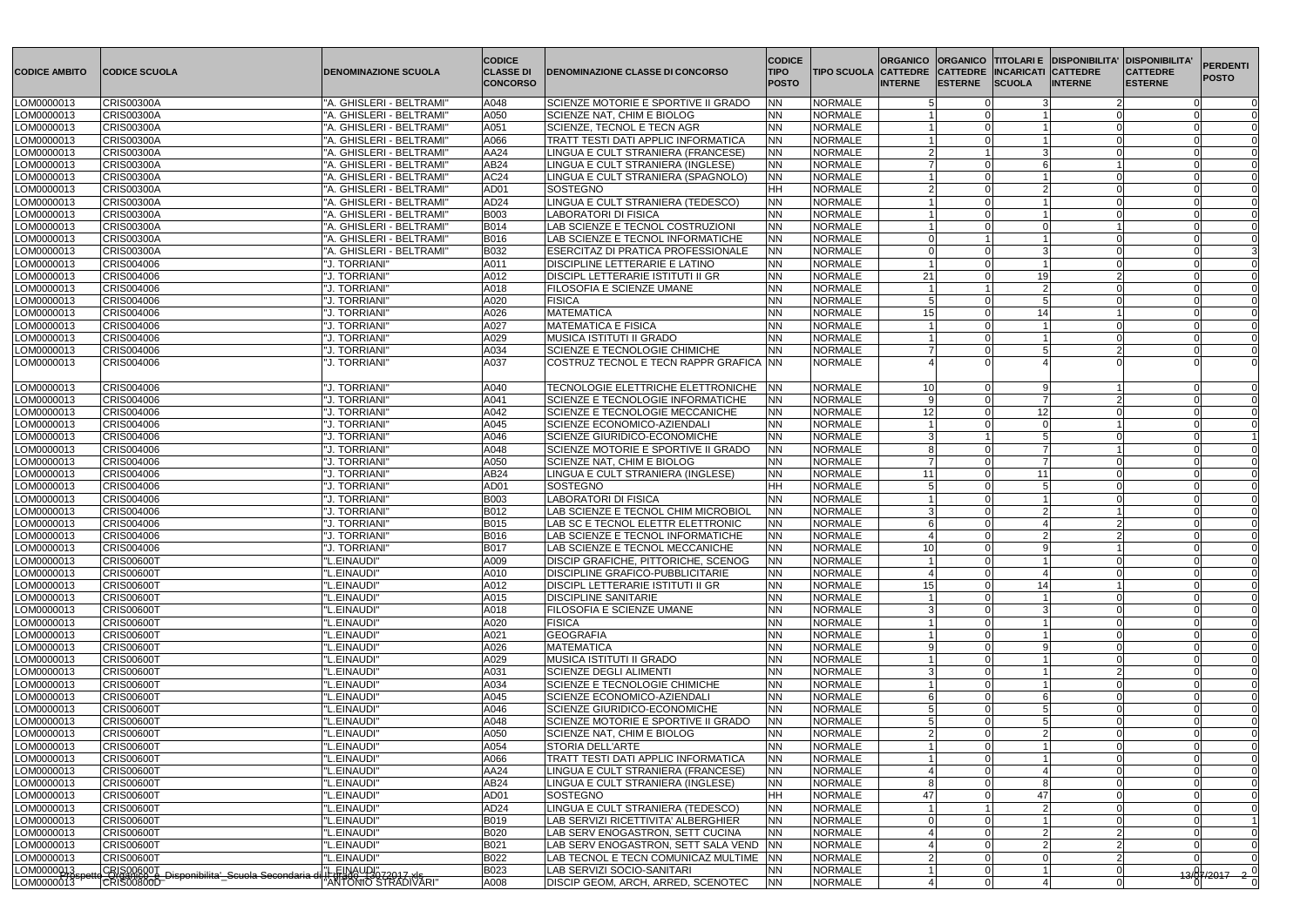| CODICE AMBITO | CODICE SCUOLA | DENOMINAZIONE SCUOLA | CODICE CLASSE DI CONCORSO | DENOMINAZIONE CLASSE DI CONCORSO | CODICE TIPO POSTO | TIPO SCUOLA | ORGANICO CATTEDRE INTERNE | ORGANICO CATTEDRE ESTERNE | TITOLARI E INCARICATI SCUOLA | DISPONIBILITA' CATTEDRE INTERNE | DISPONIBILITA' CATTEDRE ESTERNE | PERDENTI POSTO |
|---|---|---|---|---|---|---|---|---|---|---|---|---|
| LOM0000013 | CRIS00300A | "A. GHISLERI - BELTRAMI" | A048 | SCIENZE MOTORIE E SPORTIVE II GRADO | NN | NORMALE | 5 | 0 | 3 | 2 | 0 | 0 |
| LOM0000013 | CRIS00300A | "A. GHISLERI - BELTRAMI" | A050 | SCIENZE NAT, CHIM E BIOLOG | NN | NORMALE | 1 | 0 | 1 | 0 | 0 | 0 |
| LOM0000013 | CRIS00300A | "A. GHISLERI - BELTRAMI" | A051 | SCIENZE, TECNOL E TECN AGR | NN | NORMALE | 1 | 0 | 1 | 0 | 0 | 0 |
| LOM0000013 | CRIS00300A | "A. GHISLERI - BELTRAMI" | A066 | TRATT TESTI DATI APPLIC INFORMATICA | NN | NORMALE | 1 | 0 | 1 | 0 | 0 | 0 |
| LOM0000013 | CRIS00300A | "A. GHISLERI - BELTRAMI" | AA24 | LINGUA E CULT STRANIERA (FRANCESE) | NN | NORMALE | 2 | 1 | 3 | 0 | 0 | 0 |
| LOM0000013 | CRIS00300A | "A. GHISLERI - BELTRAMI" | AB24 | LINGUA E CULT STRANIERA (INGLESE) | NN | NORMALE | 7 | 0 | 6 | 1 | 0 | 0 |
| LOM0000013 | CRIS00300A | "A. GHISLERI - BELTRAMI" | AC24 | LINGUA E CULT STRANIERA (SPAGNOLO) | NN | NORMALE | 1 | 0 | 1 | 0 | 0 | 0 |
| LOM0000013 | CRIS00300A | "A. GHISLERI - BELTRAMI" | AD01 | SOSTEGNO | HH | NORMALE | 2 | 0 | 2 | 0 | 0 | 0 |
| LOM0000013 | CRIS00300A | "A. GHISLERI - BELTRAMI" | AD24 | LINGUA E CULT STRANIERA (TEDESCO) | NN | NORMALE | 1 | 0 | 1 | 0 | 0 | 0 |
| LOM0000013 | CRIS00300A | "A. GHISLERI - BELTRAMI" | B003 | LABORATORI DI FISICA | NN | NORMALE | 1 | 0 | 1 | 0 | 0 | 0 |
| LOM0000013 | CRIS00300A | "A. GHISLERI - BELTRAMI" | B014 | LAB SCIENZE E TECNOL COSTRUZIONI | NN | NORMALE | 1 | 0 | 0 | 1 | 0 | 0 |
| LOM0000013 | CRIS00300A | "A. GHISLERI - BELTRAMI" | B016 | LAB SCIENZE E TECNOL INFORMATICHE | NN | NORMALE | 0 | 1 | 1 | 0 | 0 | 0 |
| LOM0000013 | CRIS00300A | "A. GHISLERI - BELTRAMI" | B032 | ESERCITAZ DI PRATICA PROFESSIONALE | NN | NORMALE | 0 | 0 | 3 | 0 | 0 | 3 |
| LOM0000013 | CRIS004006 | "J. TORRIANI" | A011 | DISCIPLINE LETTERARIE E LATINO | NN | NORMALE | 1 | 0 | 1 | 0 | 0 | 0 |
| LOM0000013 | CRIS004006 | "J. TORRIANI" | A012 | DISCIPL LETTERARIE ISTITUTI II GR | NN | NORMALE | 21 | 0 | 19 | 2 | 0 | 0 |
| LOM0000013 | CRIS004006 | "J. TORRIANI" | A018 | FILOSOFIA E SCIENZE UMANE | NN | NORMALE | 1 | 1 | 2 | 0 | 0 | 0 |
| LOM0000013 | CRIS004006 | "J. TORRIANI" | A020 | FISICA | NN | NORMALE | 5 | 0 | 5 | 0 | 0 | 0 |
| LOM0000013 | CRIS004006 | "J. TORRIANI" | A026 | MATEMATICA | NN | NORMALE | 15 | 0 | 14 | 1 | 0 | 0 |
| LOM0000013 | CRIS004006 | "J. TORRIANI" | A027 | MATEMATICA E FISICA | NN | NORMALE | 1 | 0 | 1 | 0 | 0 | 0 |
| LOM0000013 | CRIS004006 | "J. TORRIANI" | A029 | MUSICA ISTITUTI II GRADO | NN | NORMALE | 1 | 0 | 1 | 0 | 0 | 0 |
| LOM0000013 | CRIS004006 | "J. TORRIANI" | A034 | SCIENZE E TECNOLOGIE CHIMICHE | NN | NORMALE | 7 | 0 | 5 | 2 | 0 | 0 |
| LOM0000013 | CRIS004006 | "J. TORRIANI" | A037 | COSTRUZ TECNOL E TECN RAPPR GRAFICA | NN | NORMALE | 4 | 0 | 4 | 0 | 0 | 0 |
| LOM0000013 | CRIS004006 | "J. TORRIANI" | A040 | TECNOLOGIE ELETTRICHE ELETTRONICHE | NN | NORMALE | 10 | 0 | 9 | 1 | 0 | 0 |
| LOM0000013 | CRIS004006 | "J. TORRIANI" | A041 | SCIENZE E TECNOLOGIE INFORMATICHE | NN | NORMALE | 9 | 0 | 7 | 2 | 0 | 0 |
| LOM0000013 | CRIS004006 | "J. TORRIANI" | A042 | SCIENZE E TECNOLOGIE MECCANICHE | NN | NORMALE | 12 | 0 | 12 | 0 | 0 | 0 |
| LOM0000013 | CRIS004006 | "J. TORRIANI" | A045 | SCIENZE ECONOMICO-AZIENDALI | NN | NORMALE | 1 | 0 | 0 | 1 | 0 | 0 |
| LOM0000013 | CRIS004006 | "J. TORRIANI" | A046 | SCIENZE GIURIDICO-ECONOMICHE | NN | NORMALE | 3 | 1 | 5 | 0 | 0 | 1 |
| LOM0000013 | CRIS004006 | "J. TORRIANI" | A048 | SCIENZE MOTORIE E SPORTIVE II GRADO | NN | NORMALE | 8 | 0 | 7 | 1 | 0 | 0 |
| LOM0000013 | CRIS004006 | "J. TORRIANI" | A050 | SCIENZE NAT, CHIM E BIOLOG | NN | NORMALE | 7 | 0 | 7 | 0 | 0 | 0 |
| LOM0000013 | CRIS004006 | "J. TORRIANI" | AB24 | LINGUA E CULT STRANIERA (INGLESE) | NN | NORMALE | 11 | 0 | 11 | 0 | 0 | 0 |
| LOM0000013 | CRIS004006 | "J. TORRIANI" | AD01 | SOSTEGNO | HH | NORMALE | 5 | 0 | 5 | 0 | 0 | 0 |
| LOM0000013 | CRIS004006 | "J. TORRIANI" | B003 | LABORATORI DI FISICA | NN | NORMALE | 1 | 0 | 1 | 0 | 0 | 0 |
| LOM0000013 | CRIS004006 | "J. TORRIANI" | B012 | LAB SCIENZE E TECNOL CHIM MICROBIOL | NN | NORMALE | 3 | 0 | 2 | 1 | 0 | 0 |
| LOM0000013 | CRIS004006 | "J. TORRIANI" | B015 | LAB SC E TECNOL ELETTR ELETTRONIC | NN | NORMALE | 6 | 0 | 4 | 2 | 0 | 0 |
| LOM0000013 | CRIS004006 | "J. TORRIANI" | B016 | LAB SCIENZE E TECNOL INFORMATICHE | NN | NORMALE | 4 | 0 | 2 | 2 | 0 | 0 |
| LOM0000013 | CRIS004006 | "J. TORRIANI" | B017 | LAB SCIENZE E TECNOL MECCANICHE | NN | NORMALE | 10 | 0 | 9 | 1 | 0 | 0 |
| LOM0000013 | CRIS00600T | "L.EINAUDI" | A009 | DISCIP GRAFICHE, PITTORICHE, SCENOG | NN | NORMALE | 1 | 0 | 1 | 0 | 0 | 0 |
| LOM0000013 | CRIS00600T | "L.EINAUDI" | A010 | DISCIPLINE GRAFICO-PUBBLICITARIE | NN | NORMALE | 4 | 0 | 4 | 0 | 0 | 0 |
| LOM0000013 | CRIS00600T | "L.EINAUDI" | A012 | DISCIPL LETTERARIE ISTITUTI II GR | NN | NORMALE | 15 | 0 | 14 | 1 | 0 | 0 |
| LOM0000013 | CRIS00600T | "L.EINAUDI" | A015 | DISCIPLINE SANITARIE | NN | NORMALE | 1 | 0 | 1 | 0 | 0 | 0 |
| LOM0000013 | CRIS00600T | "L.EINAUDI" | A018 | FILOSOFIA E SCIENZE UMANE | NN | NORMALE | 3 | 0 | 3 | 0 | 0 | 0 |
| LOM0000013 | CRIS00600T | "L.EINAUDI" | A020 | FISICA | NN | NORMALE | 1 | 0 | 1 | 0 | 0 | 0 |
| LOM0000013 | CRIS00600T | "L.EINAUDI" | A021 | GEOGRAFIA | NN | NORMALE | 1 | 0 | 1 | 0 | 0 | 0 |
| LOM0000013 | CRIS00600T | "L.EINAUDI" | A026 | MATEMATICA | NN | NORMALE | 9 | 0 | 9 | 0 | 0 | 0 |
| LOM0000013 | CRIS00600T | "L.EINAUDI" | A029 | MUSICA ISTITUTI II GRADO | NN | NORMALE | 1 | 0 | 1 | 0 | 0 | 0 |
| LOM0000013 | CRIS00600T | "L.EINAUDI" | A031 | SCIENZE DEGLI ALIMENTI | NN | NORMALE | 3 | 0 | 1 | 2 | 0 | 0 |
| LOM0000013 | CRIS00600T | "L.EINAUDI" | A034 | SCIENZE E TECNOLOGIE CHIMICHE | NN | NORMALE | 1 | 0 | 1 | 0 | 0 | 0 |
| LOM0000013 | CRIS00600T | "L.EINAUDI" | A045 | SCIENZE ECONOMICO-AZIENDALI | NN | NORMALE | 6 | 0 | 6 | 0 | 0 | 0 |
| LOM0000013 | CRIS00600T | "L.EINAUDI" | A046 | SCIENZE GIURIDICO-ECONOMICHE | NN | NORMALE | 5 | 0 | 5 | 0 | 0 | 0 |
| LOM0000013 | CRIS00600T | "L.EINAUDI" | A048 | SCIENZE MOTORIE E SPORTIVE II GRADO | NN | NORMALE | 5 | 0 | 5 | 0 | 0 | 0 |
| LOM0000013 | CRIS00600T | "L.EINAUDI" | A050 | SCIENZE NAT, CHIM E BIOLOG | NN | NORMALE | 2 | 0 | 2 | 0 | 0 | 0 |
| LOM0000013 | CRIS00600T | "L.EINAUDI" | A054 | STORIA DELL'ARTE | NN | NORMALE | 1 | 0 | 1 | 0 | 0 | 0 |
| LOM0000013 | CRIS00600T | "L.EINAUDI" | A066 | TRATT TESTI DATI APPLIC INFORMATICA | NN | NORMALE | 1 | 0 | 1 | 0 | 0 | 0 |
| LOM0000013 | CRIS00600T | "L.EINAUDI" | AA24 | LINGUA E CULT STRANIERA (FRANCESE) | NN | NORMALE | 4 | 0 | 4 | 0 | 0 | 0 |
| LOM0000013 | CRIS00600T | "L.EINAUDI" | AB24 | LINGUA E CULT STRANIERA (INGLESE) | NN | NORMALE | 8 | 0 | 8 | 0 | 0 | 0 |
| LOM0000013 | CRIS00600T | "L.EINAUDI" | AD01 | SOSTEGNO | HH | NORMALE | 47 | 0 | 47 | 0 | 0 | 0 |
| LOM0000013 | CRIS00600T | "L.EINAUDI" | AD24 | LINGUA E CULT STRANIERA (TEDESCO) | NN | NORMALE | 1 | 1 | 2 | 0 | 0 | 0 |
| LOM0000013 | CRIS00600T | "L.EINAUDI" | B019 | LAB SERVIZI RICETTIVITA' ALBERGHIER | NN | NORMALE | 0 | 0 | 1 | 0 | 0 | 1 |
| LOM0000013 | CRIS00600T | "L.EINAUDI" | B020 | LAB SERV ENOGASTRON, SETT CUCINA | NN | NORMALE | 4 | 0 | 2 | 2 | 0 | 0 |
| LOM0000013 | CRIS00600T | "L.EINAUDI" | B021 | LAB SERV ENOGASTRON, SETT SALA VEND | NN | NORMALE | 4 | 0 | 2 | 2 | 0 | 0 |
| LOM0000013 | CRIS00600T | "L.EINAUDI" | B022 | LAB TECNOL E TECN COMUNICAZ MULTIME | NN | NORMALE | 2 | 0 | 0 | 2 | 0 | 0 |
| LOM0000013 | CRIS00600T | "L.EINAUDI" | B023 | LAB SERVIZI SOCIO-SANITARI | NN | NORMALE | 1 | 0 | 1 | 0 | 0 | 0 |
| LOM0000013 | CRIS00800D | "ANTONIO STRADIVARI" | A008 | DISCIP GEOM, ARCH, ARRED, SCENOTEC | NN | NORMALE | 4 | 0 | 4 | 0 | 0 | 0 |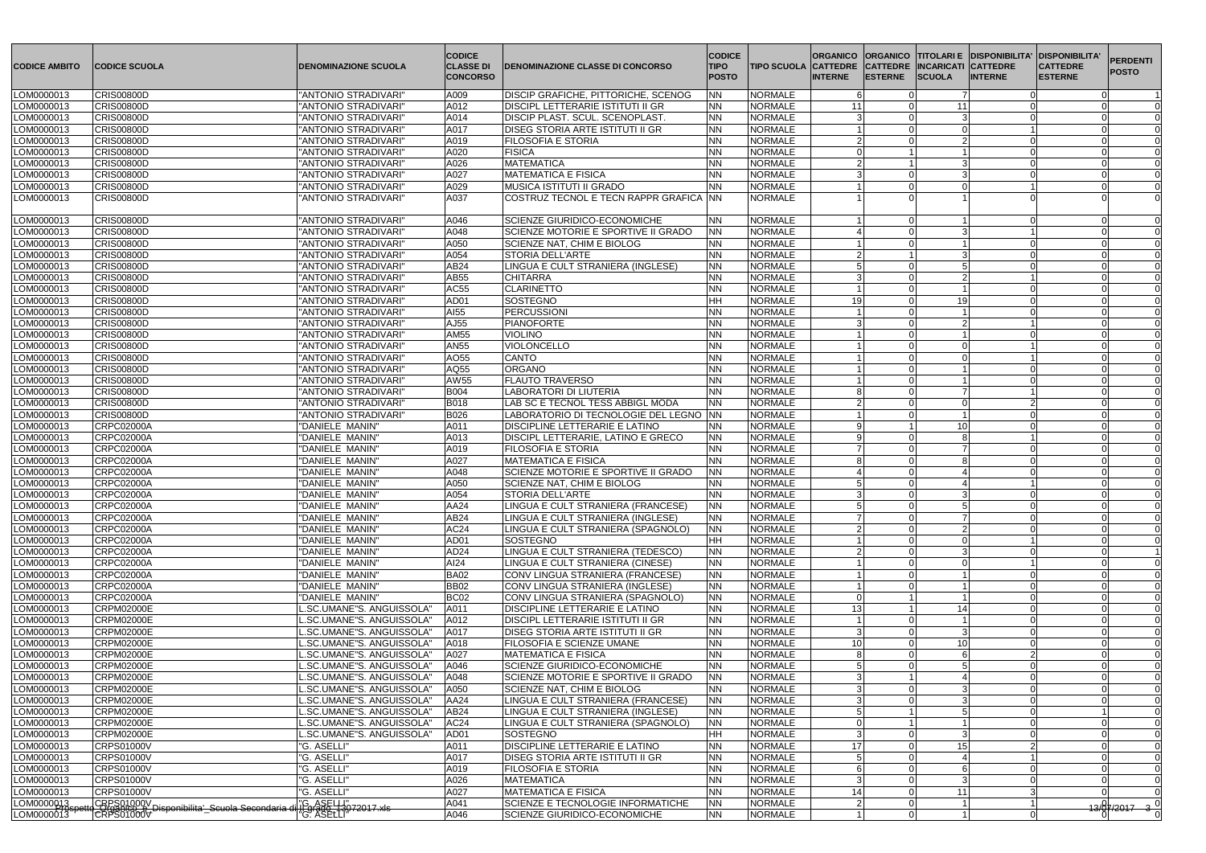| CODICE AMBITO | CODICE SCUOLA | DENOMINAZIONE SCUOLA | CODICE CLASSE DI CONCORSO | DENOMINAZIONE CLASSE DI CONCORSO | CODICE TIPO POSTO | TIPO SCUOLA | ORGANICO CATTEDRE INTERNE | ORGANICO CATTEDRE ESTERNE | TITOLARI E INCARICATI SCUOLA | DISPONIBILITA' CATTEDRE INTERNE | DISPONIBILITA' CATTEDRE ESTERNE | PERDENTI POSTO |
|---|---|---|---|---|---|---|---|---|---|---|---|---|
| LOM0000013 | CRIS00800D | "ANTONIO STRADIVARI" | A009 | DISCIP GRAFICHE, PITTORICHE, SCENOG | NN | NORMALE | 6 | 0 | 7 | 0 | 0 | 1 |
| LOM0000013 | CRIS00800D | "ANTONIO STRADIVARI" | A012 | DISCIPL LETTERARIE ISTITUTI II GR | NN | NORMALE | 11 | 0 | 11 | 0 | 0 | 0 |
| LOM0000013 | CRIS00800D | "ANTONIO STRADIVARI" | A014 | DISCIP PLAST. SCUL. SCENOPLAST. | NN | NORMALE | 3 | 0 | 3 | 0 | 0 | 0 |
| LOM0000013 | CRIS00800D | "ANTONIO STRADIVARI" | A017 | DISEG STORIA ARTE ISTITUTI II GR | NN | NORMALE | 1 | 0 | 0 | 1 | 0 | 0 |
| LOM0000013 | CRIS00800D | "ANTONIO STRADIVARI" | A019 | FILOSOFIA E STORIA | NN | NORMALE | 2 | 0 | 2 | 0 | 0 | 0 |
| LOM0000013 | CRIS00800D | "ANTONIO STRADIVARI" | A020 | FISICA | NN | NORMALE | 0 | 1 | 1 | 0 | 0 | 0 |
| LOM0000013 | CRIS00800D | "ANTONIO STRADIVARI" | A026 | MATEMATICA | NN | NORMALE | 2 | 1 | 3 | 0 | 0 | 0 |
| LOM0000013 | CRIS00800D | "ANTONIO STRADIVARI" | A027 | MATEMATICA E FISICA | NN | NORMALE | 3 | 0 | 3 | 0 | 0 | 0 |
| LOM0000013 | CRIS00800D | "ANTONIO STRADIVARI" | A029 | MUSICA ISTITUTI II GRADO | NN | NORMALE | 1 | 0 | 0 | 1 | 0 | 0 |
| LOM0000013 | CRIS00800D | "ANTONIO STRADIVARI" | A037 | COSTRUZ TECNOL E TECN RAPPR GRAFICA | NN | NORMALE | 1 | 0 | 1 | 0 | 0 | 0 |
| LOM0000013 | CRIS00800D | "ANTONIO STRADIVARI" | A046 | SCIENZE GIURIDICO-ECONOMICHE | NN | NORMALE | 1 | 0 | 1 | 0 | 0 | 0 |
| LOM0000013 | CRIS00800D | "ANTONIO STRADIVARI" | A048 | SCIENZE MOTORIE E SPORTIVE II GRADO | NN | NORMALE | 4 | 0 | 3 | 1 | 0 | 0 |
| LOM0000013 | CRIS00800D | "ANTONIO STRADIVARI" | A050 | SCIENZE NAT, CHIM E BIOLOG | NN | NORMALE | 1 | 0 | 1 | 0 | 0 | 0 |
| LOM0000013 | CRIS00800D | "ANTONIO STRADIVARI" | A054 | STORIA DELL'ARTE | NN | NORMALE | 2 | 1 | 3 | 0 | 0 | 0 |
| LOM0000013 | CRIS00800D | "ANTONIO STRADIVARI" | AB24 | LINGUA E CULT STRANIERA (INGLESE) | NN | NORMALE | 5 | 0 | 5 | 0 | 0 | 0 |
| LOM0000013 | CRIS00800D | "ANTONIO STRADIVARI" | AB55 | CHITARRA | NN | NORMALE | 3 | 0 | 2 | 1 | 0 | 0 |
| LOM0000013 | CRIS00800D | "ANTONIO STRADIVARI" | AC55 | CLARINETTO | NN | NORMALE | 1 | 0 | 1 | 0 | 0 | 0 |
| LOM0000013 | CRIS00800D | "ANTONIO STRADIVARI" | AD01 | SOSTEGNO | HH | NORMALE | 19 | 0 | 19 | 0 | 0 | 0 |
| LOM0000013 | CRIS00800D | "ANTONIO STRADIVARI" | AI55 | PERCUSSIONI | NN | NORMALE | 1 | 0 | 1 | 0 | 0 | 0 |
| LOM0000013 | CRIS00800D | "ANTONIO STRADIVARI" | AJ55 | PIANOFORTE | NN | NORMALE | 3 | 0 | 2 | 1 | 0 | 0 |
| LOM0000013 | CRIS00800D | "ANTONIO STRADIVARI" | AM55 | VIOLINO | NN | NORMALE | 1 | 0 | 1 | 0 | 0 | 0 |
| LOM0000013 | CRIS00800D | "ANTONIO STRADIVARI" | AN55 | VIOLONCELLO | NN | NORMALE | 1 | 0 | 0 | 1 | 0 | 0 |
| LOM0000013 | CRIS00800D | "ANTONIO STRADIVARI" | AO55 | CANTO | NN | NORMALE | 1 | 0 | 0 | 1 | 0 | 0 |
| LOM0000013 | CRIS00800D | "ANTONIO STRADIVARI" | AQ55 | ORGANO | NN | NORMALE | 1 | 0 | 1 | 0 | 0 | 0 |
| LOM0000013 | CRIS00800D | "ANTONIO STRADIVARI" | AW55 | FLAUTO TRAVERSO | NN | NORMALE | 1 | 0 | 1 | 0 | 0 | 0 |
| LOM0000013 | CRIS00800D | "ANTONIO STRADIVARI" | B004 | LABORATORI DI LIUTERIA | NN | NORMALE | 8 | 0 | 7 | 1 | 0 | 0 |
| LOM0000013 | CRIS00800D | "ANTONIO STRADIVARI" | B018 | LAB SC E TECNOL TESS ABBIGL MODA | NN | NORMALE | 2 | 0 | 0 | 2 | 0 | 0 |
| LOM0000013 | CRIS00800D | "ANTONIO STRADIVARI" | B026 | LABORATORIO DI TECNOLOGIE DEL LEGNO | NN | NORMALE | 1 | 0 | 1 | 0 | 0 | 0 |
| LOM0000013 | CRPC02000A | "DANIELE MANIN" | A011 | DISCIPLINE LETTERARIE E LATINO | NN | NORMALE | 9 | 1 | 10 | 0 | 0 | 0 |
| LOM0000013 | CRPC02000A | "DANIELE MANIN" | A013 | DISCIPL LETTERARIE, LATINO E GRECO | NN | NORMALE | 9 | 0 | 8 | 1 | 0 | 0 |
| LOM0000013 | CRPC02000A | "DANIELE MANIN" | A019 | FILOSOFIA E STORIA | NN | NORMALE | 7 | 0 | 7 | 0 | 0 | 0 |
| LOM0000013 | CRPC02000A | "DANIELE MANIN" | A027 | MATEMATICA E FISICA | NN | NORMALE | 8 | 0 | 8 | 0 | 0 | 0 |
| LOM0000013 | CRPC02000A | "DANIELE MANIN" | A048 | SCIENZE MOTORIE E SPORTIVE II GRADO | NN | NORMALE | 4 | 0 | 4 | 0 | 0 | 0 |
| LOM0000013 | CRPC02000A | "DANIELE MANIN" | A050 | SCIENZE NAT, CHIM E BIOLOG | NN | NORMALE | 5 | 0 | 4 | 1 | 0 | 0 |
| LOM0000013 | CRPC02000A | "DANIELE MANIN" | A054 | STORIA DELL'ARTE | NN | NORMALE | 3 | 0 | 3 | 0 | 0 | 0 |
| LOM0000013 | CRPC02000A | "DANIELE MANIN" | AA24 | LINGUA E CULT STRANIERA (FRANCESE) | NN | NORMALE | 5 | 0 | 5 | 0 | 0 | 0 |
| LOM0000013 | CRPC02000A | "DANIELE MANIN" | AB24 | LINGUA E CULT STRANIERA (INGLESE) | NN | NORMALE | 7 | 0 | 7 | 0 | 0 | 0 |
| LOM0000013 | CRPC02000A | "DANIELE MANIN" | AC24 | LINGUA E CULT STRANIERA (SPAGNOLO) | NN | NORMALE | 2 | 0 | 2 | 0 | 0 | 0 |
| LOM0000013 | CRPC02000A | "DANIELE MANIN" | AD01 | SOSTEGNO | HH | NORMALE | 1 | 0 | 0 | 1 | 0 | 0 |
| LOM0000013 | CRPC02000A | "DANIELE MANIN" | AD24 | LINGUA E CULT STRANIERA (TEDESCO) | NN | NORMALE | 2 | 0 | 3 | 0 | 0 | 1 |
| LOM0000013 | CRPC02000A | "DANIELE MANIN" | AI24 | LINGUA E CULT STRANIERA (CINESE) | NN | NORMALE | 1 | 0 | 0 | 1 | 0 | 0 |
| LOM0000013 | CRPC02000A | "DANIELE MANIN" | BA02 | CONV LINGUA STRANIERA (FRANCESE) | NN | NORMALE | 1 | 0 | 1 | 0 | 0 | 0 |
| LOM0000013 | CRPC02000A | "DANIELE MANIN" | BB02 | CONV LINGUA STRANIERA (INGLESE) | NN | NORMALE | 1 | 0 | 1 | 0 | 0 | 0 |
| LOM0000013 | CRPC02000A | "DANIELE MANIN" | BC02 | CONV LINGUA STRANIERA (SPAGNOLO) | NN | NORMALE | 0 | 1 | 1 | 0 | 0 | 0 |
| LOM0000013 | CRPM02000E | L.SC.UMANE"S. ANGUISSOLA" | A011 | DISCIPLINE LETTERARIE E LATINO | NN | NORMALE | 13 | 1 | 14 | 0 | 0 | 0 |
| LOM0000013 | CRPM02000E | L.SC.UMANE"S. ANGUISSOLA" | A012 | DISCIPL LETTERARIE ISTITUTI II GR | NN | NORMALE | 1 | 0 | 1 | 0 | 0 | 0 |
| LOM0000013 | CRPM02000E | L.SC.UMANE"S. ANGUISSOLA" | A017 | DISEG STORIA ARTE ISTITUTI II GR | NN | NORMALE | 3 | 0 | 3 | 0 | 0 | 0 |
| LOM0000013 | CRPM02000E | L.SC.UMANE"S. ANGUISSOLA" | A018 | FILOSOFIA E SCIENZE UMANE | NN | NORMALE | 10 | 0 | 10 | 0 | 0 | 0 |
| LOM0000013 | CRPM02000E | L.SC.UMANE"S. ANGUISSOLA" | A027 | MATEMATICA E FISICA | NN | NORMALE | 8 | 0 | 6 | 2 | 0 | 0 |
| LOM0000013 | CRPM02000E | L.SC.UMANE"S. ANGUISSOLA" | A046 | SCIENZE GIURIDICO-ECONOMICHE | NN | NORMALE | 5 | 0 | 5 | 0 | 0 | 0 |
| LOM0000013 | CRPM02000E | L.SC.UMANE"S. ANGUISSOLA" | A048 | SCIENZE MOTORIE E SPORTIVE II GRADO | NN | NORMALE | 3 | 1 | 4 | 0 | 0 | 0 |
| LOM0000013 | CRPM02000E | L.SC.UMANE"S. ANGUISSOLA" | A050 | SCIENZE NAT, CHIM E BIOLOG | NN | NORMALE | 3 | 0 | 3 | 0 | 0 | 0 |
| LOM0000013 | CRPM02000E | L.SC.UMANE"S. ANGUISSOLA" | AA24 | LINGUA E CULT STRANIERA (FRANCESE) | NN | NORMALE | 3 | 0 | 3 | 0 | 0 | 0 |
| LOM0000013 | CRPM02000E | L.SC.UMANE"S. ANGUISSOLA" | AB24 | LINGUA E CULT STRANIERA (INGLESE) | NN | NORMALE | 5 | 1 | 5 | 0 | 1 | 0 |
| LOM0000013 | CRPM02000E | L.SC.UMANE"S. ANGUISSOLA" | AC24 | LINGUA E CULT STRANIERA (SPAGNOLO) | NN | NORMALE | 0 | 1 | 1 | 0 | 0 | 0 |
| LOM0000013 | CRPM02000E | L.SC.UMANE"S. ANGUISSOLA" | AD01 | SOSTEGNO | HH | NORMALE | 3 | 0 | 3 | 0 | 0 | 0 |
| LOM0000013 | CRPS01000V | "G. ASELLI" | A011 | DISCIPLINE LETTERARIE E LATINO | NN | NORMALE | 17 | 0 | 15 | 2 | 0 | 0 |
| LOM0000013 | CRPS01000V | "G. ASELLI" | A017 | DISEG STORIA ARTE ISTITUTI II GR | NN | NORMALE | 5 | 0 | 4 | 1 | 0 | 0 |
| LOM0000013 | CRPS01000V | "G. ASELLI" | A019 | FILOSOFIA E STORIA | NN | NORMALE | 6 | 0 | 6 | 0 | 0 | 0 |
| LOM0000013 | CRPS01000V | "G. ASELLI" | A026 | MATEMATICA | NN | NORMALE | 3 | 0 | 3 | 0 | 0 | 0 |
| LOM0000013 | CRPS01000V | "G. ASELLI" | A027 | MATEMATICA E FISICA | NN | NORMALE | 14 | 0 | 11 | 3 | 0 | 0 |
| LOM0000013 | CRPS01000V | "G. ASELLI" | A041 | SCIENZE E TECNOLOGIE INFORMATICHE | NN | NORMALE | 2 | 0 | 1 | 1 | 0 | 0 |
| LOM0000013 | CRPS01000V | "G. ASELLI" | A046 | SCIENZE GIURIDICO-ECONOMICHE | NN | NORMALE | 1 | 0 | 1 | 0 | 0 | 0 |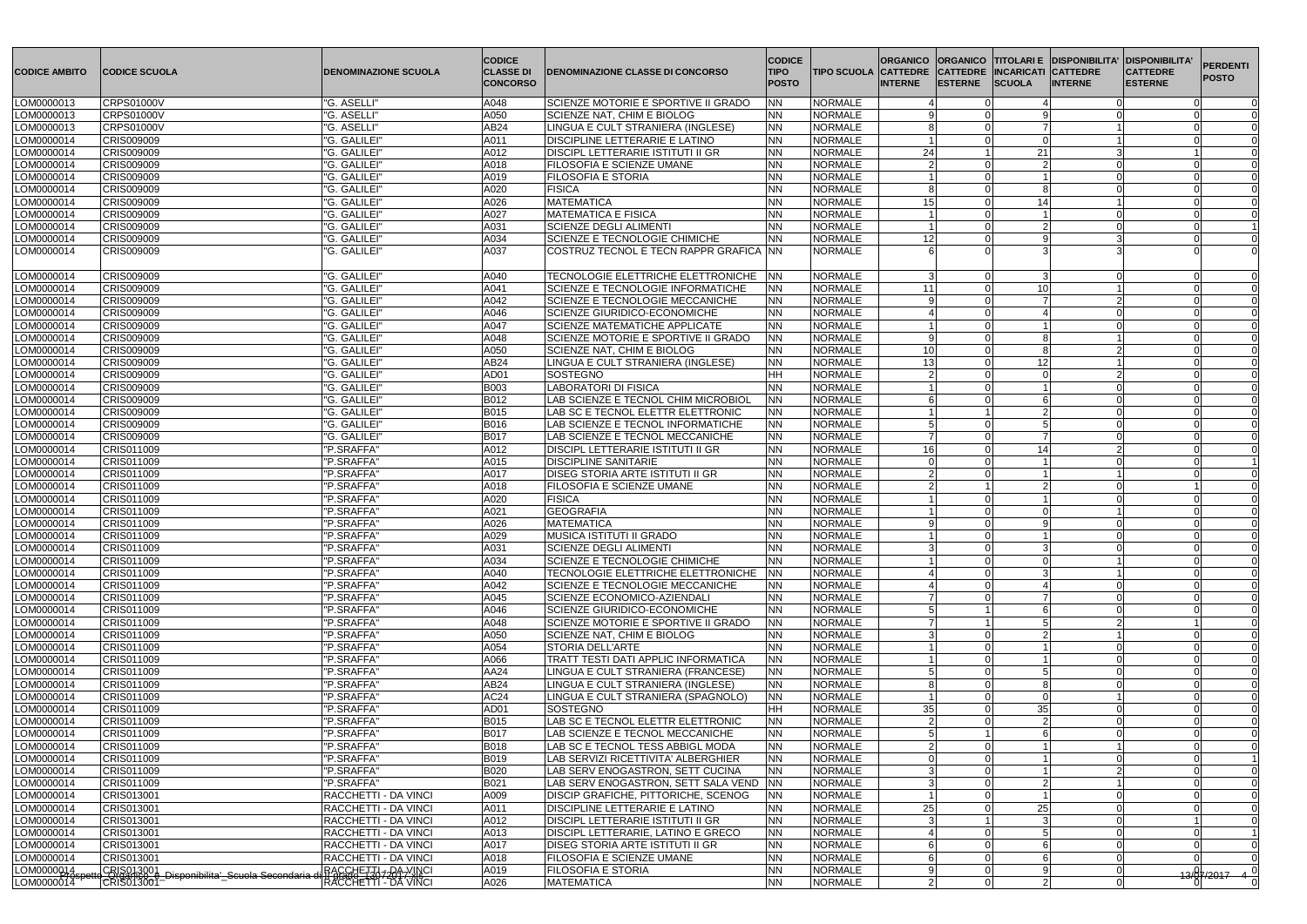| CODICE AMBITO | CODICE SCUOLA | DENOMINAZIONE SCUOLA | CODICE CLASSE DI CONCORSO | DENOMINAZIONE CLASSE DI CONCORSO | CODICE TIPO POSTO | TIPO SCUOLA | ORGANICO CATTEDRE INTERNE | ORGANICO CATTEDRE ESTERNE | TITOLARI E INCARICATI SCUOLA | DISPONIBILITA' CATTEDRE INTERNE | DISPONIBILITA' CATTEDRE ESTERNE | PERDENTI POSTO |
|---|---|---|---|---|---|---|---|---|---|---|---|---|
| LOM0000013 | CRPS01000V | "G. ASELLI" | A048 | SCIENZE MOTORIE E SPORTIVE II GRADO | NN | NORMALE | 4 | 0 | 4 | 0 | 0 | 0 |
| LOM0000013 | CRPS01000V | "G. ASELLI" | A050 | SCIENZE NAT, CHIM E BIOLOG | NN | NORMALE | 9 | 0 | 9 | 0 | 0 | 0 |
| LOM0000013 | CRPS01000V | "G. ASELLI" | AB24 | LINGUA E CULT STRANIERA (INGLESE) | NN | NORMALE | 8 | 0 | 7 | 1 | 0 | 0 |
| LOM0000014 | CRIS009009 | "G. GALILEI" | A011 | DISCIPLINE LETTERARIE E LATINO | NN | NORMALE | 1 | 0 | 0 | 1 | 0 | 0 |
| LOM0000014 | CRIS009009 | "G. GALILEI" | A012 | DISCIPL LETTERARIE ISTITUTI II GR | NN | NORMALE | 24 | 1 | 21 | 3 | 1 | 0 |
| LOM0000014 | CRIS009009 | "G. GALILEI" | A018 | FILOSOFIA E SCIENZE UMANE | NN | NORMALE | 2 | 0 | 2 | 0 | 0 | 0 |
| LOM0000014 | CRIS009009 | "G. GALILEI" | A019 | FILOSOFIA E STORIA | NN | NORMALE | 1 | 0 | 1 | 0 | 0 | 0 |
| LOM0000014 | CRIS009009 | "G. GALILEI" | A020 | FISICA | NN | NORMALE | 8 | 0 | 8 | 0 | 0 | 0 |
| LOM0000014 | CRIS009009 | "G. GALILEI" | A026 | MATEMATICA | NN | NORMALE | 15 | 0 | 14 | 1 | 0 | 0 |
| LOM0000014 | CRIS009009 | "G. GALILEI" | A027 | MATEMATICA E FISICA | NN | NORMALE | 1 | 0 | 1 | 0 | 0 | 0 |
| LOM0000014 | CRIS009009 | "G. GALILEI" | A031 | SCIENZE DEGLI ALIMENTI | NN | NORMALE | 1 | 0 | 2 | 0 | 0 | 1 |
| LOM0000014 | CRIS009009 | "G. GALILEI" | A034 | SCIENZE E TECNOLOGIE CHIMICHE | NN | NORMALE | 12 | 0 | 9 | 3 | 0 | 0 |
| LOM0000014 | CRIS009009 | "G. GALILEI" | A037 | COSTRUZ TECNOL E TECN RAPPR GRAFICA | NN | NORMALE | 6 | 0 | 3 | 3 | 0 | 0 |
| LOM0000014 | CRIS009009 | "G. GALILEI" | A040 | TECNOLOGIE ELETTRICHE ELETTRONICHE | NN | NORMALE | 3 | 0 | 3 | 0 | 0 | 0 |
| LOM0000014 | CRIS009009 | "G. GALILEI" | A041 | SCIENZE E TECNOLOGIE INFORMATICHE | NN | NORMALE | 11 | 0 | 10 | 1 | 0 | 0 |
| LOM0000014 | CRIS009009 | "G. GALILEI" | A042 | SCIENZE E TECNOLOGIE MECCANICHE | NN | NORMALE | 9 | 0 | 7 | 2 | 0 | 0 |
| LOM0000014 | CRIS009009 | "G. GALILEI" | A046 | SCIENZE GIURIDICO-ECONOMICHE | NN | NORMALE | 4 | 0 | 4 | 0 | 0 | 0 |
| LOM0000014 | CRIS009009 | "G. GALILEI" | A047 | SCIENZE MATEMATICHE APPLICATE | NN | NORMALE | 1 | 0 | 1 | 0 | 0 | 0 |
| LOM0000014 | CRIS009009 | "G. GALILEI" | A048 | SCIENZE MOTORIE E SPORTIVE II GRADO | NN | NORMALE | 9 | 0 | 8 | 1 | 0 | 0 |
| LOM0000014 | CRIS009009 | "G. GALILEI" | A050 | SCIENZE NAT, CHIM E BIOLOG | NN | NORMALE | 10 | 0 | 8 | 2 | 0 | 0 |
| LOM0000014 | CRIS009009 | "G. GALILEI" | AB24 | LINGUA E CULT STRANIERA (INGLESE) | NN | NORMALE | 13 | 0 | 12 | 1 | 0 | 0 |
| LOM0000014 | CRIS009009 | "G. GALILEI" | AD01 | SOSTEGNO | HH | NORMALE | 2 | 0 | 0 | 2 | 0 | 0 |
| LOM0000014 | CRIS009009 | "G. GALILEI" | B003 | LABORATORI DI FISICA | NN | NORMALE | 1 | 0 | 1 | 0 | 0 | 0 |
| LOM0000014 | CRIS009009 | "G. GALILEI" | B012 | LAB SCIENZE E TECNOL CHIM MICROBIOL | NN | NORMALE | 6 | 0 | 6 | 0 | 0 | 0 |
| LOM0000014 | CRIS009009 | "G. GALILEI" | B015 | LAB SC E TECNOL ELETTR ELETTRONIC | NN | NORMALE | 1 | 1 | 2 | 0 | 0 | 0 |
| LOM0000014 | CRIS009009 | "G. GALILEI" | B016 | LAB SCIENZE E TECNOL INFORMATICHE | NN | NORMALE | 5 | 0 | 5 | 0 | 0 | 0 |
| LOM0000014 | CRIS009009 | "G. GALILEI" | B017 | LAB SCIENZE E TECNOL MECCANICHE | NN | NORMALE | 7 | 0 | 7 | 0 | 0 | 0 |
| LOM0000014 | CRIS011009 | "P.SRAFFA" | A012 | DISCIPL LETTERARIE ISTITUTI II GR | NN | NORMALE | 16 | 0 | 14 | 2 | 0 | 0 |
| LOM0000014 | CRIS011009 | "P.SRAFFA" | A015 | DISCIPLINE SANITARIE | NN | NORMALE | 0 | 0 | 1 | 0 | 0 | 1 |
| LOM0000014 | CRIS011009 | "P.SRAFFA" | A017 | DISEG STORIA ARTE ISTITUTI II GR | NN | NORMALE | 2 | 0 | 1 | 1 | 0 | 0 |
| LOM0000014 | CRIS011009 | "P.SRAFFA" | A018 | FILOSOFIA E SCIENZE UMANE | NN | NORMALE | 2 | 1 | 2 | 0 | 1 | 0 |
| LOM0000014 | CRIS011009 | "P.SRAFFA" | A020 | FISICA | NN | NORMALE | 1 | 0 | 1 | 0 | 0 | 0 |
| LOM0000014 | CRIS011009 | "P.SRAFFA" | A021 | GEOGRAFIA | NN | NORMALE | 1 | 0 | 0 | 1 | 0 | 0 |
| LOM0000014 | CRIS011009 | "P.SRAFFA" | A026 | MATEMATICA | NN | NORMALE | 9 | 0 | 9 | 0 | 0 | 0 |
| LOM0000014 | CRIS011009 | "P.SRAFFA" | A029 | MUSICA ISTITUTI II GRADO | NN | NORMALE | 1 | 0 | 1 | 0 | 0 | 0 |
| LOM0000014 | CRIS011009 | "P.SRAFFA" | A031 | SCIENZE DEGLI ALIMENTI | NN | NORMALE | 3 | 0 | 3 | 0 | 0 | 0 |
| LOM0000014 | CRIS011009 | "P.SRAFFA" | A034 | SCIENZE E TECNOLOGIE CHIMICHE | NN | NORMALE | 1 | 0 | 0 | 1 | 0 | 0 |
| LOM0000014 | CRIS011009 | "P.SRAFFA" | A040 | TECNOLOGIE ELETTRICHE ELETTRONICHE | NN | NORMALE | 4 | 0 | 3 | 1 | 0 | 0 |
| LOM0000014 | CRIS011009 | "P.SRAFFA" | A042 | SCIENZE E TECNOLOGIE MECCANICHE | NN | NORMALE | 4 | 0 | 4 | 0 | 0 | 0 |
| LOM0000014 | CRIS011009 | "P.SRAFFA" | A045 | SCIENZE ECONOMICO-AZIENDALI | NN | NORMALE | 7 | 0 | 7 | 0 | 0 | 0 |
| LOM0000014 | CRIS011009 | "P.SRAFFA" | A046 | SCIENZE GIURIDICO-ECONOMICHE | NN | NORMALE | 5 | 1 | 6 | 0 | 0 | 0 |
| LOM0000014 | CRIS011009 | "P.SRAFFA" | A048 | SCIENZE MOTORIE E SPORTIVE II GRADO | NN | NORMALE | 7 | 1 | 5 | 2 | 1 | 0 |
| LOM0000014 | CRIS011009 | "P.SRAFFA" | A050 | SCIENZE NAT, CHIM E BIOLOG | NN | NORMALE | 3 | 0 | 2 | 1 | 0 | 0 |
| LOM0000014 | CRIS011009 | "P.SRAFFA" | A054 | STORIA DELL'ARTE | NN | NORMALE | 1 | 0 | 1 | 0 | 0 | 0 |
| LOM0000014 | CRIS011009 | "P.SRAFFA" | A066 | TRATT TESTI DATI APPLIC INFORMATICA | NN | NORMALE | 1 | 0 | 1 | 0 | 0 | 0 |
| LOM0000014 | CRIS011009 | "P.SRAFFA" | AA24 | LINGUA E CULT STRANIERA (FRANCESE) | NN | NORMALE | 5 | 0 | 5 | 0 | 0 | 0 |
| LOM0000014 | CRIS011009 | "P.SRAFFA" | AB24 | LINGUA E CULT STRANIERA (INGLESE) | NN | NORMALE | 8 | 0 | 8 | 0 | 0 | 0 |
| LOM0000014 | CRIS011009 | "P.SRAFFA" | AC24 | LINGUA E CULT STRANIERA (SPAGNOLO) | NN | NORMALE | 1 | 0 | 0 | 1 | 0 | 0 |
| LOM0000014 | CRIS011009 | "P.SRAFFA" | AD01 | SOSTEGNO | HH | NORMALE | 35 | 0 | 35 | 0 | 0 | 0 |
| LOM0000014 | CRIS011009 | "P.SRAFFA" | B015 | LAB SC E TECNOL ELETTR ELETTRONIC | NN | NORMALE | 2 | 0 | 2 | 0 | 0 | 0 |
| LOM0000014 | CRIS011009 | "P.SRAFFA" | B017 | LAB SCIENZE E TECNOL MECCANICHE | NN | NORMALE | 5 | 1 | 6 | 0 | 0 | 0 |
| LOM0000014 | CRIS011009 | "P.SRAFFA" | B018 | LAB SC E TECNOL TESS ABBIGL MODA | NN | NORMALE | 2 | 0 | 1 | 1 | 0 | 0 |
| LOM0000014 | CRIS011009 | "P.SRAFFA" | B019 | LAB SERVIZI RICETTIVITA' ALBERGHIER | NN | NORMALE | 0 | 0 | 1 | 0 | 0 | 1 |
| LOM0000014 | CRIS011009 | "P.SRAFFA" | B020 | LAB SERV ENOGASTRON, SETT CUCINA | NN | NORMALE | 3 | 0 | 1 | 2 | 0 | 0 |
| LOM0000014 | CRIS011009 | "P.SRAFFA" | B021 | LAB SERV ENOGASTRON, SETT SALA VEND | NN | NORMALE | 3 | 0 | 2 | 1 | 0 | 0 |
| LOM0000014 | CRIS013001 | RACCHETTI - DA VINCI | A009 | DISCIP GRAFICHE, PITTORICHE, SCENOG | NN | NORMALE | 1 | 0 | 1 | 0 | 0 | 0 |
| LOM0000014 | CRIS013001 | RACCHETTI - DA VINCI | A011 | DISCIPLINE LETTERARIE E LATINO | NN | NORMALE | 25 | 0 | 25 | 0 | 0 | 0 |
| LOM0000014 | CRIS013001 | RACCHETTI - DA VINCI | A012 | DISCIPL LETTERARIE ISTITUTI II GR | NN | NORMALE | 3 | 1 | 3 | 0 | 1 | 0 |
| LOM0000014 | CRIS013001 | RACCHETTI - DA VINCI | A013 | DISCIPL LETTERARIE, LATINO E GRECO | NN | NORMALE | 4 | 0 | 5 | 0 | 0 | 1 |
| LOM0000014 | CRIS013001 | RACCHETTI - DA VINCI | A017 | DISEG STORIA ARTE ISTITUTI II GR | NN | NORMALE | 6 | 0 | 6 | 0 | 0 | 0 |
| LOM0000014 | CRIS013001 | RACCHETTI - DA VINCI | A018 | FILOSOFIA E SCIENZE UMANE | NN | NORMALE | 6 | 0 | 6 | 0 | 0 | 0 |
| LOM0000014 | CRIS013001 | RACCHETTI - DA VINCI | A019 | FILOSOFIA E STORIA | NN | NORMALE | 9 | 0 | 9 | 0 | 0 | 0 |
| LOM0000014 | CRIS013001 | RACCHETTI - DA VINCI | A026 | MATEMATICA | NN | NORMALE | 2 | 0 | 2 | 0 | 0 | 0 |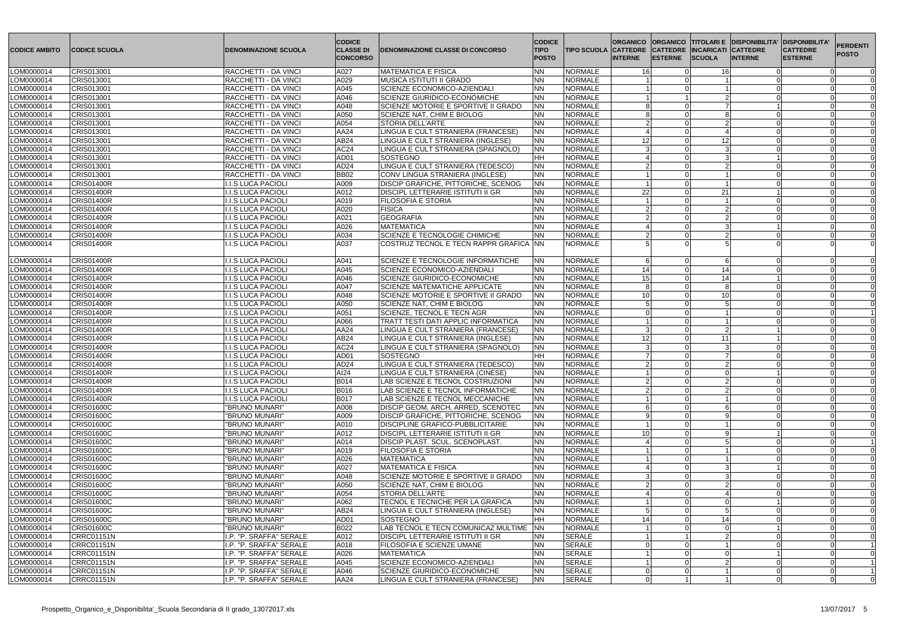| CODICE AMBITO | CODICE SCUOLA | DENOMINAZIONE SCUOLA | CODICE CLASSE DI CONCORSO | DENOMINAZIONE CLASSE DI CONCORSO | CODICE TIPO POSTO | TIPO SCUOLA | ORGANICO CATTEDRE INTERNE | ORGANICO CATTEDRE ESTERNE | TITOLARI E INCARICATI SCUOLA | DISPONIBILITA' CATTEDRE INTERNE | DISPONIBILITA' CATTEDRE ESTERNE | PERDENTI POSTO |
|---|---|---|---|---|---|---|---|---|---|---|---|---|
| LOM0000014 | CRIS013001 | RACCHETTI - DA VINCI | A027 | MATEMATICA E FISICA | NN | NORMALE | 16 | 0 | 16 | 0 | 0 | 0 |
| LOM0000014 | CRIS013001 | RACCHETTI - DA VINCI | A029 | MUSICA ISTITUTI II GRADO | NN | NORMALE | 1 | 0 | 1 | 0 | 0 | 0 |
| LOM0000014 | CRIS013001 | RACCHETTI - DA VINCI | A045 | SCIENZE ECONOMICO-AZIENDALI | NN | NORMALE | 1 | 0 | 1 | 0 | 0 | 0 |
| LOM0000014 | CRIS013001 | RACCHETTI - DA VINCI | A046 | SCIENZE GIURIDICO-ECONOMICHE | NN | NORMALE | 1 | 1 | 2 | 0 | 0 | 0 |
| LOM0000014 | CRIS013001 | RACCHETTI - DA VINCI | A048 | SCIENZE MOTORIE E SPORTIVE II GRADO | NN | NORMALE | 8 | 0 | 7 | 1 | 0 | 0 |
| LOM0000014 | CRIS013001 | RACCHETTI - DA VINCI | A050 | SCIENZE NAT, CHIM E BIOLOG | NN | NORMALE | 8 | 0 | 8 | 0 | 0 | 0 |
| LOM0000014 | CRIS013001 | RACCHETTI - DA VINCI | A054 | STORIA DELL'ARTE | NN | NORMALE | 2 | 0 | 2 | 0 | 0 | 0 |
| LOM0000014 | CRIS013001 | RACCHETTI - DA VINCI | AA24 | LINGUA E CULT STRANIERA (FRANCESE) | NN | NORMALE | 4 | 0 | 4 | 0 | 0 | 0 |
| LOM0000014 | CRIS013001 | RACCHETTI - DA VINCI | AB24 | LINGUA E CULT STRANIERA (INGLESE) | NN | NORMALE | 12 | 0 | 12 | 0 | 0 | 0 |
| LOM0000014 | CRIS013001 | RACCHETTI - DA VINCI | AC24 | LINGUA E CULT STRANIERA (SPAGNOLO) | NN | NORMALE | 3 | 0 | 3 | 0 | 0 | 0 |
| LOM0000014 | CRIS013001 | RACCHETTI - DA VINCI | AD01 | SOSTEGNO | HH | NORMALE | 4 | 0 | 3 | 1 | 0 | 0 |
| LOM0000014 | CRIS013001 | RACCHETTI - DA VINCI | AD24 | LINGUA E CULT STRANIERA (TEDESCO) | NN | NORMALE | 2 | 0 | 2 | 0 | 0 | 0 |
| LOM0000014 | CRIS013001 | RACCHETTI - DA VINCI | BB02 | CONV LINGUA STRANIERA (INGLESE) | NN | NORMALE | 1 | 0 | 1 | 0 | 0 | 0 |
| LOM0000014 | CRIS01400R | I.I.S LUCA PACIOLI | A009 | DISCIP GRAFICHE, PITTORICHE, SCENOG | NN | NORMALE | 1 | 0 | 1 | 0 | 0 | 0 |
| LOM0000014 | CRIS01400R | I.I.S LUCA PACIOLI | A012 | DISCIPL LETTERARIE ISTITUTI II GR | NN | NORMALE | 22 | 0 | 21 | 1 | 0 | 0 |
| LOM0000014 | CRIS01400R | I.I.S LUCA PACIOLI | A019 | FILOSOFIA E STORIA | NN | NORMALE | 1 | 0 | 1 | 0 | 0 | 0 |
| LOM0000014 | CRIS01400R | I.I.S LUCA PACIOLI | A020 | FISICA | NN | NORMALE | 2 | 0 | 2 | 0 | 0 | 0 |
| LOM0000014 | CRIS01400R | I.I.S LUCA PACIOLI | A021 | GEOGRAFIA | NN | NORMALE | 2 | 0 | 2 | 0 | 0 | 0 |
| LOM0000014 | CRIS01400R | I.I.S LUCA PACIOLI | A026 | MATEMATICA | NN | NORMALE | 4 | 0 | 3 | 1 | 0 | 0 |
| LOM0000014 | CRIS01400R | I.I.S LUCA PACIOLI | A034 | SCIENZE E TECNOLOGIE CHIMICHE | NN | NORMALE | 2 | 0 | 2 | 0 | 0 | 0 |
| LOM0000014 | CRIS01400R | I.I.S LUCA PACIOLI | A037 | COSTRUZ TECNOL E TECN RAPPR GRAFICA | NN | NORMALE | 5 | 0 | 5 | 0 | 0 | 0 |
| LOM0000014 | CRIS01400R | I.I.S LUCA PACIOLI | A041 | SCIENZE E TECNOLOGIE INFORMATICHE | NN | NORMALE | 6 | 0 | 6 | 0 | 0 | 0 |
| LOM0000014 | CRIS01400R | I.I.S LUCA PACIOLI | A045 | SCIENZE ECONOMICO-AZIENDALI | NN | NORMALE | 14 | 0 | 14 | 0 | 0 | 0 |
| LOM0000014 | CRIS01400R | I.I.S LUCA PACIOLI | A046 | SCIENZE GIURIDICO-ECONOMICHE | NN | NORMALE | 15 | 0 | 14 | 1 | 0 | 0 |
| LOM0000014 | CRIS01400R | I.I.S LUCA PACIOLI | A047 | SCIENZE MATEMATICHE APPLICATE | NN | NORMALE | 8 | 0 | 8 | 0 | 0 | 0 |
| LOM0000014 | CRIS01400R | I.I.S LUCA PACIOLI | A048 | SCIENZE MOTORIE E SPORTIVE II GRADO | NN | NORMALE | 10 | 0 | 10 | 0 | 0 | 0 |
| LOM0000014 | CRIS01400R | I.I.S LUCA PACIOLI | A050 | SCIENZE NAT, CHIM E BIOLOG | NN | NORMALE | 5 | 0 | 5 | 0 | 0 | 0 |
| LOM0000014 | CRIS01400R | I.I.S LUCA PACIOLI | A051 | SCIENZE, TECNOL E TECN AGR | NN | NORMALE | 0 | 0 | 1 | 0 | 0 | 1 |
| LOM0000014 | CRIS01400R | I.I.S LUCA PACIOLI | A066 | TRATT TESTI DATI APPLIC INFORMATICA | NN | NORMALE | 1 | 0 | 1 | 0 | 0 | 0 |
| LOM0000014 | CRIS01400R | I.I.S LUCA PACIOLI | AA24 | LINGUA E CULT STRANIERA (FRANCESE) | NN | NORMALE | 3 | 0 | 2 | 1 | 0 | 0 |
| LOM0000014 | CRIS01400R | I.I.S LUCA PACIOLI | AB24 | LINGUA E CULT STRANIERA (INGLESE) | NN | NORMALE | 12 | 0 | 11 | 1 | 0 | 0 |
| LOM0000014 | CRIS01400R | I.I.S LUCA PACIOLI | AC24 | LINGUA E CULT STRANIERA (SPAGNOLO) | NN | NORMALE | 3 | 0 | 3 | 0 | 0 | 0 |
| LOM0000014 | CRIS01400R | I.I.S LUCA PACIOLI | AD01 | SOSTEGNO | HH | NORMALE | 7 | 0 | 7 | 0 | 0 | 0 |
| LOM0000014 | CRIS01400R | I.I.S LUCA PACIOLI | AD24 | LINGUA E CULT STRANIERA (TEDESCO) | NN | NORMALE | 2 | 0 | 2 | 0 | 0 | 0 |
| LOM0000014 | CRIS01400R | I.I.S LUCA PACIOLI | AI24 | LINGUA E CULT STRANIERA (CINESE) | NN | NORMALE | 1 | 0 | 0 | 1 | 0 | 0 |
| LOM0000014 | CRIS01400R | I.I.S LUCA PACIOLI | B014 | LAB SCIENZE E TECNOL COSTRUZIONI | NN | NORMALE | 2 | 0 | 2 | 0 | 0 | 0 |
| LOM0000014 | CRIS01400R | I.I.S LUCA PACIOLI | B016 | LAB SCIENZE E TECNOL INFORMATICHE | NN | NORMALE | 2 | 0 | 2 | 0 | 0 | 0 |
| LOM0000014 | CRIS01400R | I.I.S LUCA PACIOLI | B017 | LAB SCIENZE E TECNOL MECCANICHE | NN | NORMALE | 1 | 0 | 1 | 0 | 0 | 0 |
| LOM0000014 | CRIS01600C | "BRUNO MUNARI" | A008 | DISCIP GEOM, ARCH, ARRED, SCENOTEC | NN | NORMALE | 6 | 0 | 6 | 0 | 0 | 0 |
| LOM0000014 | CRIS01600C | "BRUNO MUNARI" | A009 | DISCIP GRAFICHE, PITTORICHE, SCENOG | NN | NORMALE | 9 | 0 | 9 | 0 | 0 | 0 |
| LOM0000014 | CRIS01600C | "BRUNO MUNARI" | A010 | DISCIPLINE GRAFICO-PUBBLICITARIE | NN | NORMALE | 1 | 0 | 1 | 0 | 0 | 0 |
| LOM0000014 | CRIS01600C | "BRUNO MUNARI" | A012 | DISCIPL LETTERARIE ISTITUTI II GR | NN | NORMALE | 10 | 0 | 9 | 1 | 0 | 0 |
| LOM0000014 | CRIS01600C | "BRUNO MUNARI" | A014 | DISCIP PLAST. SCUL. SCENOPLAST. | NN | NORMALE | 4 | 0 | 5 | 0 | 0 | 1 |
| LOM0000014 | CRIS01600C | "BRUNO MUNARI" | A019 | FILOSOFIA E STORIA | NN | NORMALE | 1 | 0 | 1 | 0 | 0 | 0 |
| LOM0000014 | CRIS01600C | "BRUNO MUNARI" | A026 | MATEMATICA | NN | NORMALE | 1 | 0 | 1 | 0 | 0 | 0 |
| LOM0000014 | CRIS01600C | "BRUNO MUNARI" | A027 | MATEMATICA E FISICA | NN | NORMALE | 4 | 0 | 3 | 1 | 0 | 0 |
| LOM0000014 | CRIS01600C | "BRUNO MUNARI" | A048 | SCIENZE MOTORIE E SPORTIVE II GRADO | NN | NORMALE | 3 | 0 | 3 | 0 | 0 | 0 |
| LOM0000014 | CRIS01600C | "BRUNO MUNARI" | A050 | SCIENZE NAT, CHIM E BIOLOG | NN | NORMALE | 2 | 0 | 2 | 0 | 0 | 0 |
| LOM0000014 | CRIS01600C | "BRUNO MUNARI" | A054 | STORIA DELL'ARTE | NN | NORMALE | 4 | 0 | 4 | 0 | 0 | 0 |
| LOM0000014 | CRIS01600C | "BRUNO MUNARI" | A062 | TECNOL E TECNICHE PER LA GRAFICA | NN | NORMALE | 1 | 0 | 0 | 1 | 0 | 0 |
| LOM0000014 | CRIS01600C | "BRUNO MUNARI" | AB24 | LINGUA E CULT STRANIERA (INGLESE) | NN | NORMALE | 5 | 0 | 5 | 0 | 0 | 0 |
| LOM0000014 | CRIS01600C | "BRUNO MUNARI" | AD01 | SOSTEGNO | HH | NORMALE | 14 | 0 | 14 | 0 | 0 | 0 |
| LOM0000014 | CRIS01600C | "BRUNO MUNARI" | B022 | LAB TECNOL E TECN COMUNICAZ MULTIME | NN | NORMALE | 1 | 0 | 0 | 1 | 0 | 0 |
| LOM0000014 | CRRC01151N | I.P. "P. SRAFFA" SERALE | A012 | DISCIPL LETTERARIE ISTITUTI II GR | NN | SERALE | 1 | 1 | 2 | 0 | 0 | 0 |
| LOM0000014 | CRRC01151N | I.P. "P. SRAFFA" SERALE | A018 | FILOSOFIA E SCIENZE UMANE | NN | SERALE | 0 | 0 | 1 | 0 | 0 | 1 |
| LOM0000014 | CRRC01151N | I.P. "P. SRAFFA" SERALE | A026 | MATEMATICA | NN | SERALE | 1 | 0 | 0 | 1 | 0 | 0 |
| LOM0000014 | CRRC01151N | I.P. "P. SRAFFA" SERALE | A045 | SCIENZE ECONOMICO-AZIENDALI | NN | SERALE | 1 | 0 | 2 | 0 | 0 | 1 |
| LOM0000014 | CRRC01151N | I.P. "P. SRAFFA" SERALE | A046 | SCIENZE GIURIDICO-ECONOMICHE | NN | SERALE | 0 | 0 | 1 | 0 | 0 | 1 |
| LOM0000014 | CRRC01151N | I.P. "P. SRAFFA" SERALE | AA24 | LINGUA E CULT STRANIERA (FRANCESE) | NN | SERALE | 0 | 1 | 1 | 0 | 0 | 0 |